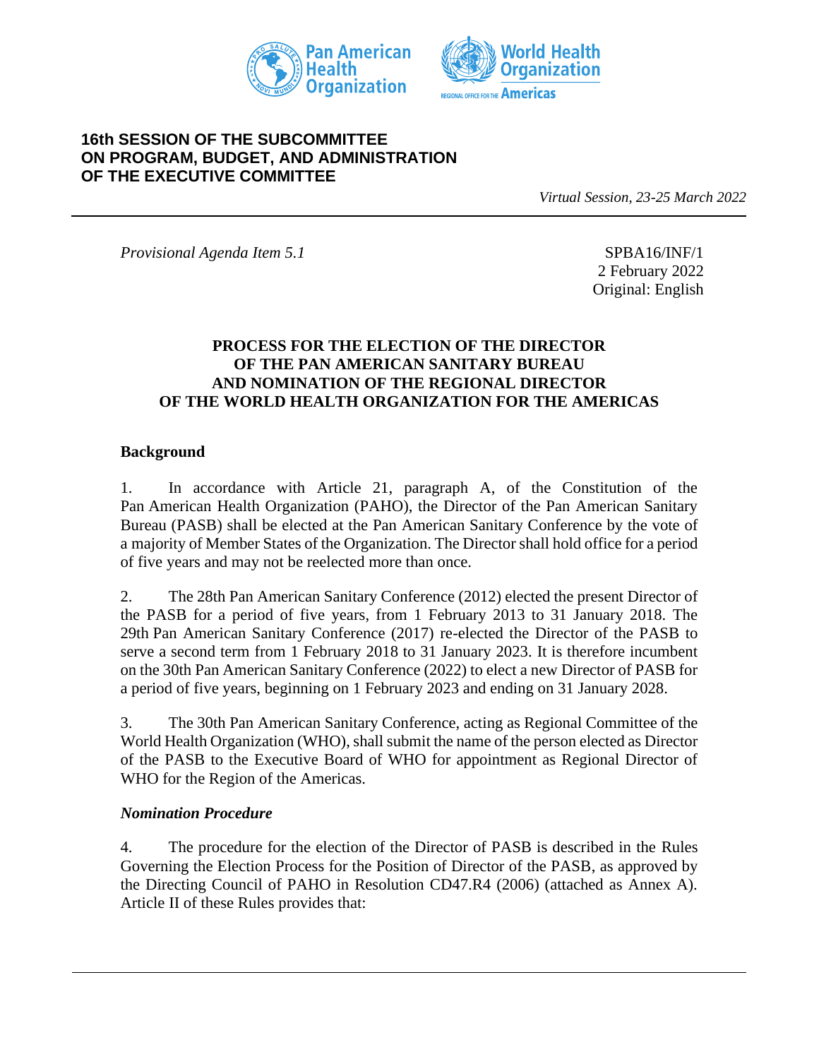**16th SESSION OF THE SUBCOMMITTEE ON PROGRAM, BUDGET, AND ADMINISTRATION OF THE EXECUTIVE COMMITTEE**

*Virtual Session, 23-25 March 2022*

---

*Provisional Agenda Item 5.1*

SPBA16/INF/1
2 February 2022
Original: English

# PROCESS FOR THE ELECTION OF THE DIRECTOR OF THE PAN AMERICAN SANITARY BUREAU AND NOMINATION OF THE REGIONAL DIRECTOR OF THE WORLD HEALTH ORGANIZATION FOR THE AMERICAS

## Background

1. In accordance with Article 21, paragraph A, of the Constitution of the Pan American Health Organization (PAHO), the Director of the Pan American Sanitary Bureau (PASB) shall be elected at the Pan American Sanitary Conference by the vote of a majority of Member States of the Organization. The Director shall hold office for a period of five years and may not be reelected more than once.

2. The 28th Pan American Sanitary Conference (2012) elected the present Director of the PASB for a period of five years, from 1 February 2013 to 31 January 2018. The 29th Pan American Sanitary Conference (2017) re-elected the Director of the PASB to serve a second term from 1 February 2018 to 31 January 2023. It is therefore incumbent on the 30th Pan American Sanitary Conference (2022) to elect a new Director of PASB for a period of five years, beginning on 1 February 2023 and ending on 31 January 2028.

3. The 30th Pan American Sanitary Conference, acting as Regional Committee of the World Health Organization (WHO), shall submit the name of the person elected as Director of the PASB to the Executive Board of WHO for appointment as Regional Director of WHO for the Region of the Americas.

### *Nomination Procedure*

4. The procedure for the election of the Director of PASB is described in the Rules Governing the Election Process for the Position of Director of the PASB, as approved by the Directing Council of PAHO in Resolution CD47.R4 (2006) (attached as Annex A). Article II of these Rules provides that: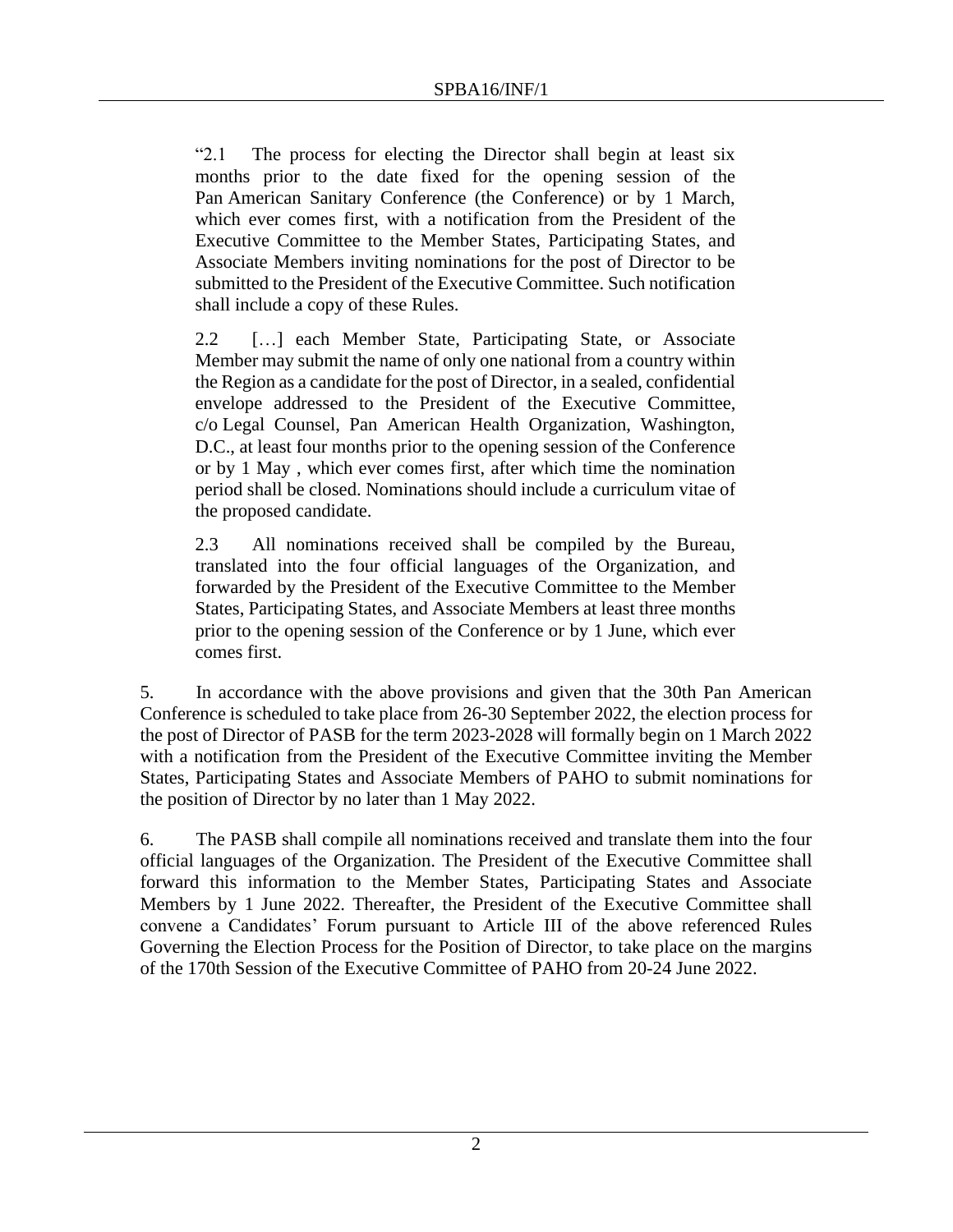> "2.1 The process for electing the Director shall begin at least six months prior to the date fixed for the opening session of the Pan American Sanitary Conference (the Conference) or by 1 March, which ever comes first, with a notification from the President of the Executive Committee to the Member States, Participating States, and Associate Members inviting nominations for the post of Director to be submitted to the President of the Executive Committee. Such notification shall include a copy of these Rules.
>
> 2.2 […] each Member State, Participating State, or Associate Member may submit the name of only one national from a country within the Region as a candidate for the post of Director, in a sealed, confidential envelope addressed to the President of the Executive Committee, c/o Legal Counsel, Pan American Health Organization, Washington, D.C., at least four months prior to the opening session of the Conference or by 1 May , which ever comes first, after which time the nomination period shall be closed. Nominations should include a curriculum vitae of the proposed candidate.
>
> 2.3 All nominations received shall be compiled by the Bureau, translated into the four official languages of the Organization, and forwarded by the President of the Executive Committee to the Member States, Participating States, and Associate Members at least three months prior to the opening session of the Conference or by 1 June, which ever comes first.

5. In accordance with the above provisions and given that the 30th Pan American Conference is scheduled to take place from 26-30 September 2022, the election process for the post of Director of PASB for the term 2023-2028 will formally begin on 1 March 2022 with a notification from the President of the Executive Committee inviting the Member States, Participating States and Associate Members of PAHO to submit nominations for the position of Director by no later than 1 May 2022.

6. The PASB shall compile all nominations received and translate them into the four official languages of the Organization. The President of the Executive Committee shall forward this information to the Member States, Participating States and Associate Members by 1 June 2022. Thereafter, the President of the Executive Committee shall convene a Candidates' Forum pursuant to Article III of the above referenced Rules Governing the Election Process for the Position of Director, to take place on the margins of the 170th Session of the Executive Committee of PAHO from 20-24 June 2022.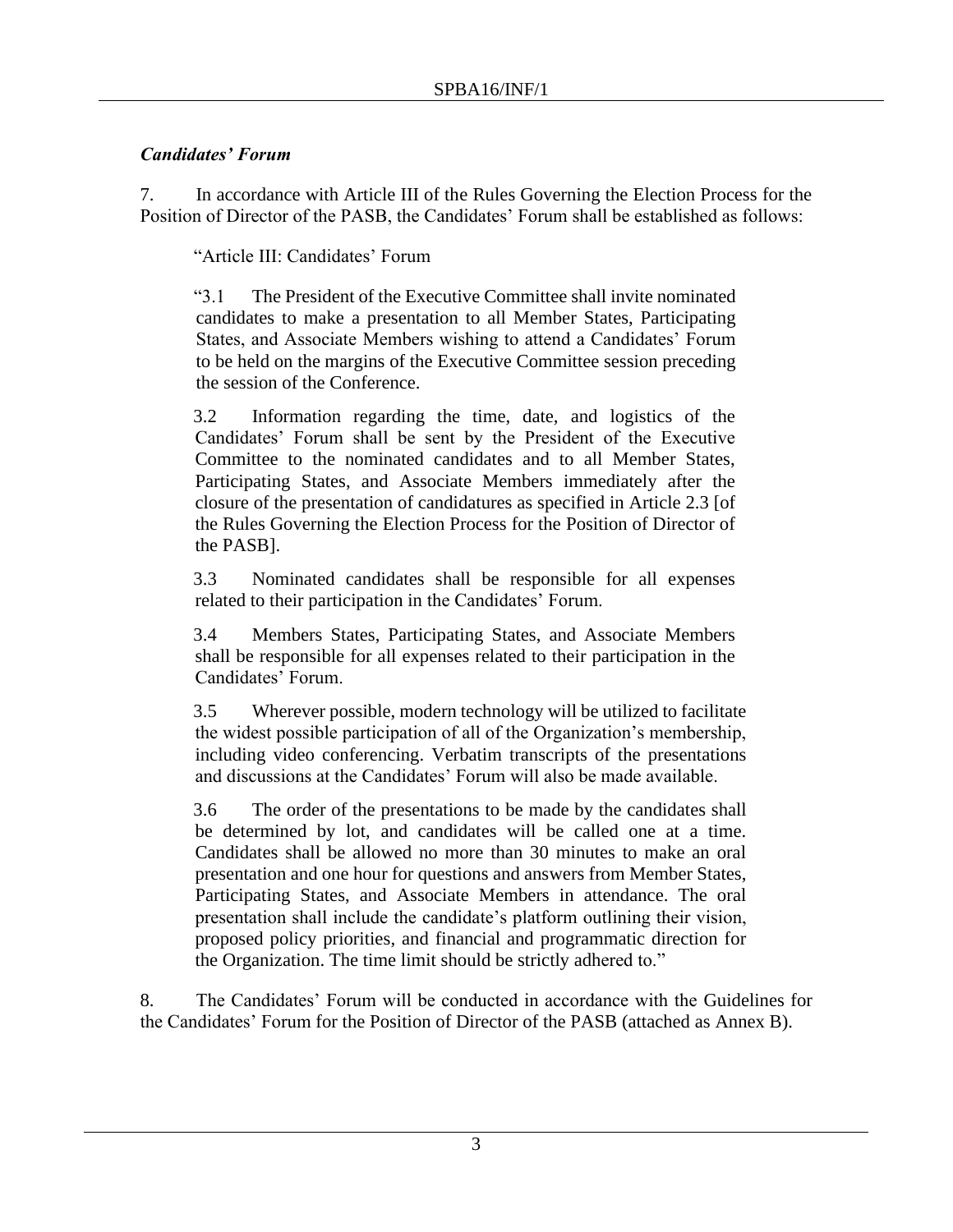*Candidates' Forum*

7. In accordance with Article III of the Rules Governing the Election Process for the Position of Director of the PASB, the Candidates' Forum shall be established as follows:

> "Article III: Candidates' Forum
>
> "3.1 The President of the Executive Committee shall invite nominated candidates to make a presentation to all Member States, Participating States, and Associate Members wishing to attend a Candidates' Forum to be held on the margins of the Executive Committee session preceding the session of the Conference.
>
> 3.2 Information regarding the time, date, and logistics of the Candidates' Forum shall be sent by the President of the Executive Committee to the nominated candidates and to all Member States, Participating States, and Associate Members immediately after the closure of the presentation of candidatures as specified in Article 2.3 [of the Rules Governing the Election Process for the Position of Director of the PASB].
>
> 3.3 Nominated candidates shall be responsible for all expenses related to their participation in the Candidates' Forum.
>
> 3.4 Members States, Participating States, and Associate Members shall be responsible for all expenses related to their participation in the Candidates' Forum.
>
> 3.5 Wherever possible, modern technology will be utilized to facilitate the widest possible participation of all of the Organization's membership, including video conferencing. Verbatim transcripts of the presentations and discussions at the Candidates' Forum will also be made available.
>
> 3.6 The order of the presentations to be made by the candidates shall be determined by lot, and candidates will be called one at a time. Candidates shall be allowed no more than 30 minutes to make an oral presentation and one hour for questions and answers from Member States, Participating States, and Associate Members in attendance. The oral presentation shall include the candidate's platform outlining their vision, proposed policy priorities, and financial and programmatic direction for the Organization. The time limit should be strictly adhered to."

8. The Candidates' Forum will be conducted in accordance with the Guidelines for the Candidates' Forum for the Position of Director of the PASB (attached as Annex B).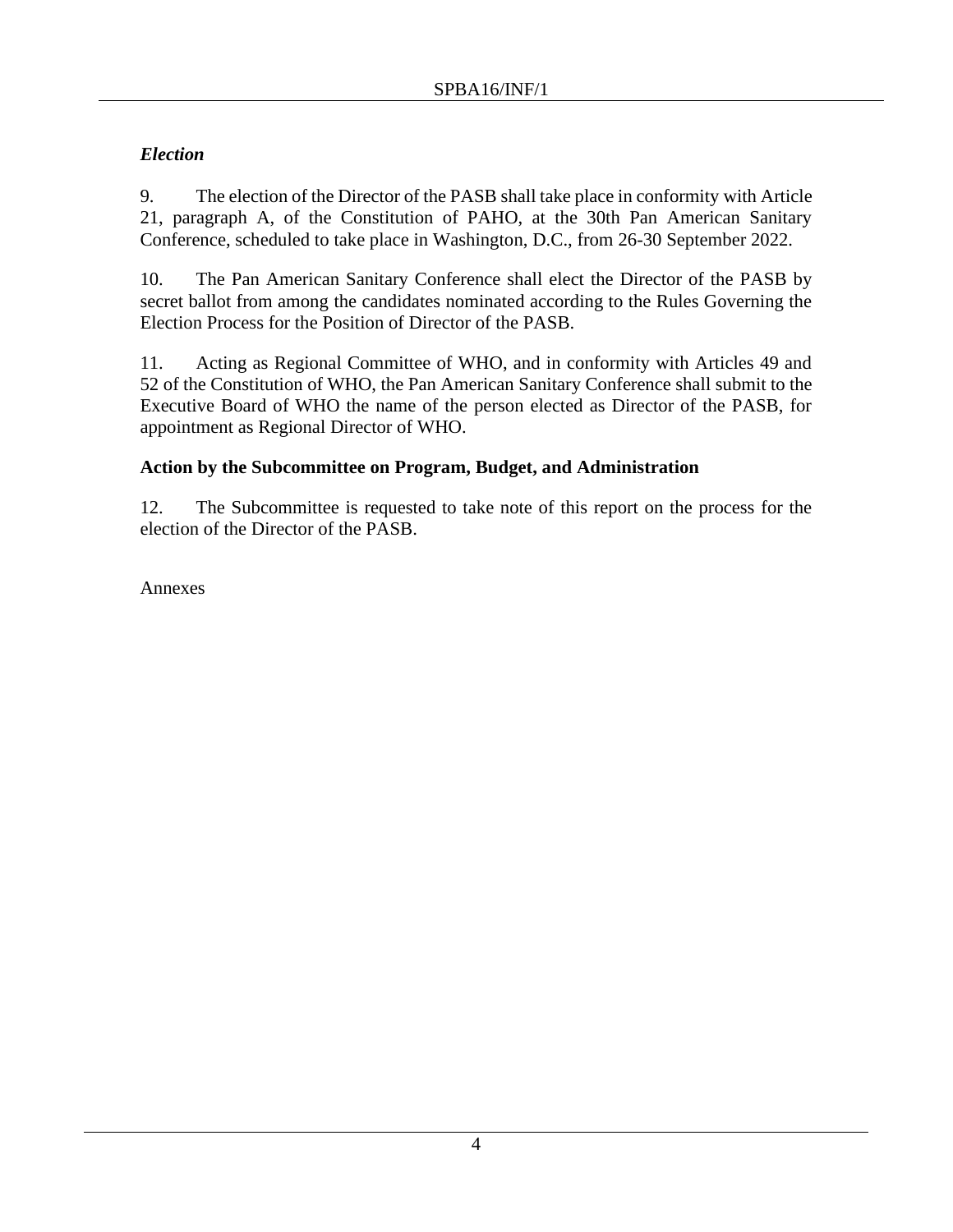### *Election*

9. The election of the Director of the PASB shall take place in conformity with Article 21, paragraph A, of the Constitution of PAHO, at the 30th Pan American Sanitary Conference, scheduled to take place in Washington, D.C., from 26-30 September 2022.

10. The Pan American Sanitary Conference shall elect the Director of the PASB by secret ballot from among the candidates nominated according to the Rules Governing the Election Process for the Position of Director of the PASB.

11. Acting as Regional Committee of WHO, and in conformity with Articles 49 and 52 of the Constitution of WHO, the Pan American Sanitary Conference shall submit to the Executive Board of WHO the name of the person elected as Director of the PASB, for appointment as Regional Director of WHO.

### Action by the Subcommittee on Program, Budget, and Administration

12. The Subcommittee is requested to take note of this report on the process for the election of the Director of the PASB.

Annexes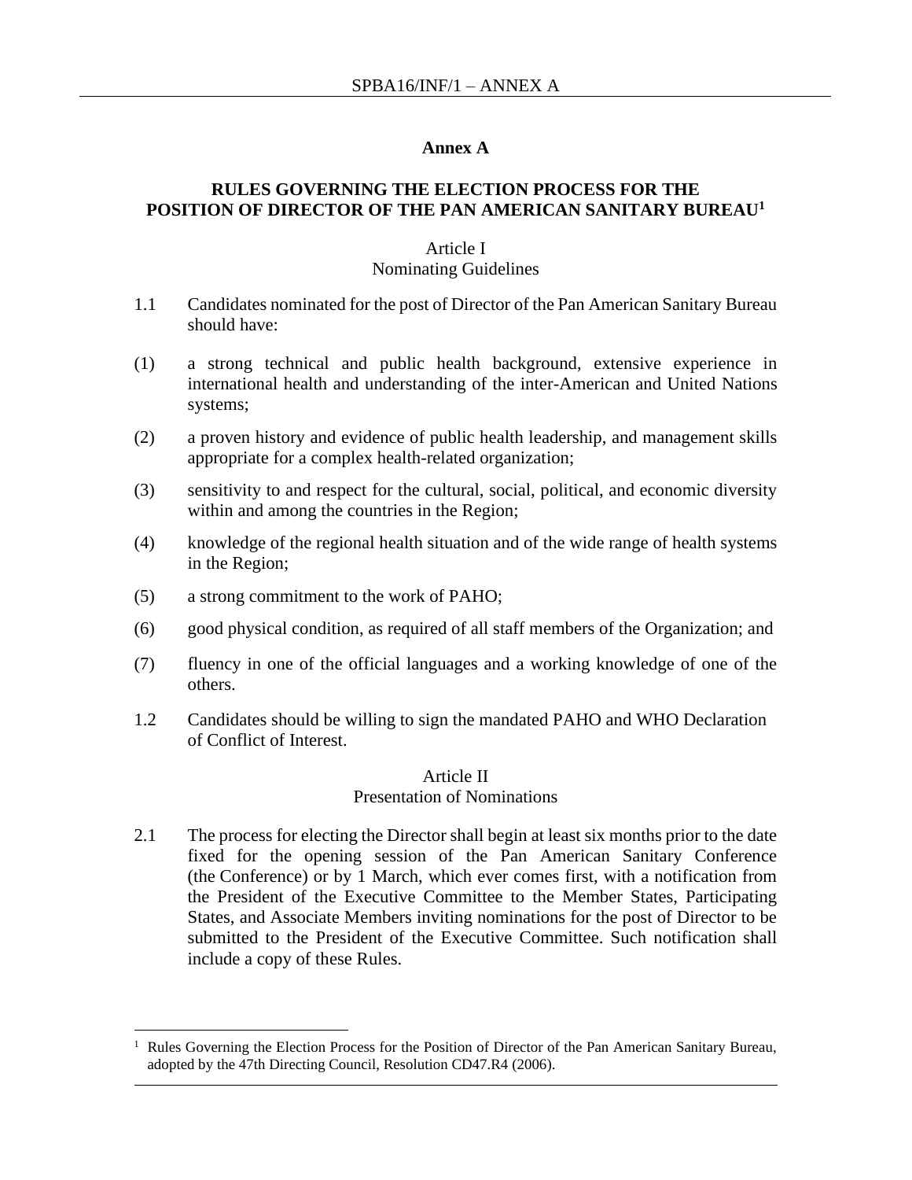## Annex A

## RULES GOVERNING THE ELECTION PROCESS FOR THE POSITION OF DIRECTOR OF THE PAN AMERICAN SANITARY BUREAU[1]

### Article I
### Nominating Guidelines

1.1 Candidates nominated for the post of Director of the Pan American Sanitary Bureau should have:

(1) a strong technical and public health background, extensive experience in international health and understanding of the inter-American and United Nations systems;

(2) a proven history and evidence of public health leadership, and management skills appropriate for a complex health-related organization;

(3) sensitivity to and respect for the cultural, social, political, and economic diversity within and among the countries in the Region;

(4) knowledge of the regional health situation and of the wide range of health systems in the Region;

(5) a strong commitment to the work of PAHO;

(6) good physical condition, as required of all staff members of the Organization; and

(7) fluency in one of the official languages and a working knowledge of one of the others.

1.2 Candidates should be willing to sign the mandated PAHO and WHO Declaration of Conflict of Interest.

### Article II
### Presentation of Nominations

2.1 The process for electing the Director shall begin at least six months prior to the date fixed for the opening session of the Pan American Sanitary Conference (the Conference) or by 1 March, which ever comes first, with a notification from the President of the Executive Committee to the Member States, Participating States, and Associate Members inviting nominations for the post of Director to be submitted to the President of the Executive Committee. Such notification shall include a copy of these Rules.

---

[1] Rules Governing the Election Process for the Position of Director of the Pan American Sanitary Bureau, adopted by the 47th Directing Council, Resolution CD47.R4 (2006).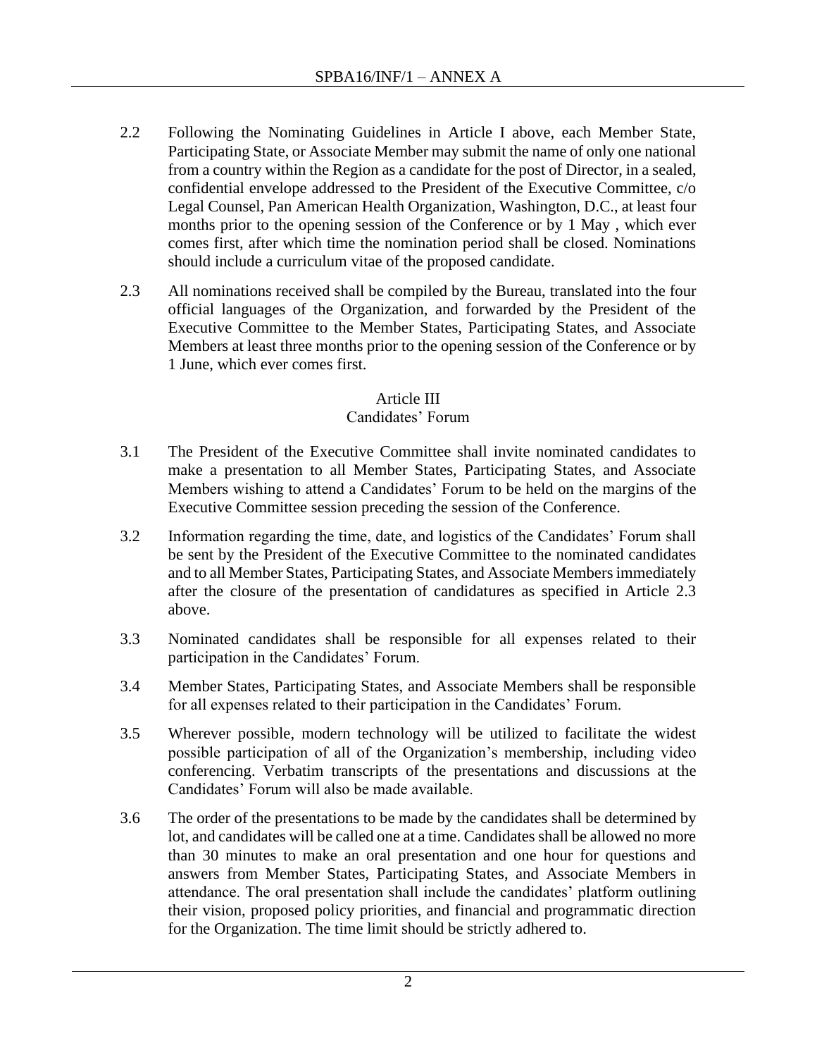2.2 Following the Nominating Guidelines in Article I above, each Member State, Participating State, or Associate Member may submit the name of only one national from a country within the Region as a candidate for the post of Director, in a sealed, confidential envelope addressed to the President of the Executive Committee, c/o Legal Counsel, Pan American Health Organization, Washington, D.C., at least four months prior to the opening session of the Conference or by 1 May , which ever comes first, after which time the nomination period shall be closed. Nominations should include a curriculum vitae of the proposed candidate.

2.3 All nominations received shall be compiled by the Bureau, translated into the four official languages of the Organization, and forwarded by the President of the Executive Committee to the Member States, Participating States, and Associate Members at least three months prior to the opening session of the Conference or by 1 June, which ever comes first.

## Article III
## Candidates' Forum

3.1 The President of the Executive Committee shall invite nominated candidates to make a presentation to all Member States, Participating States, and Associate Members wishing to attend a Candidates' Forum to be held on the margins of the Executive Committee session preceding the session of the Conference.

3.2 Information regarding the time, date, and logistics of the Candidates' Forum shall be sent by the President of the Executive Committee to the nominated candidates and to all Member States, Participating States, and Associate Members immediately after the closure of the presentation of candidatures as specified in Article 2.3 above.

3.3 Nominated candidates shall be responsible for all expenses related to their participation in the Candidates' Forum.

3.4 Member States, Participating States, and Associate Members shall be responsible for all expenses related to their participation in the Candidates' Forum.

3.5 Wherever possible, modern technology will be utilized to facilitate the widest possible participation of all of the Organization's membership, including video conferencing. Verbatim transcripts of the presentations and discussions at the Candidates' Forum will also be made available.

3.6 The order of the presentations to be made by the candidates shall be determined by lot, and candidates will be called one at a time. Candidates shall be allowed no more than 30 minutes to make an oral presentation and one hour for questions and answers from Member States, Participating States, and Associate Members in attendance. The oral presentation shall include the candidates' platform outlining their vision, proposed policy priorities, and financial and programmatic direction for the Organization. The time limit should be strictly adhered to.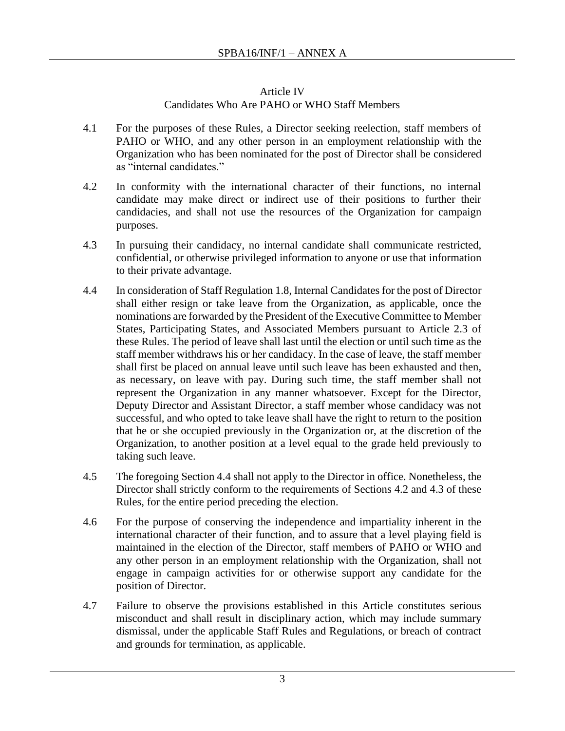## Article IV
### Candidates Who Are PAHO or WHO Staff Members

4.1 For the purposes of these Rules, a Director seeking reelection, staff members of PAHO or WHO, and any other person in an employment relationship with the Organization who has been nominated for the post of Director shall be considered as "internal candidates."

4.2 In conformity with the international character of their functions, no internal candidate may make direct or indirect use of their positions to further their candidacies, and shall not use the resources of the Organization for campaign purposes.

4.3 In pursuing their candidacy, no internal candidate shall communicate restricted, confidential, or otherwise privileged information to anyone or use that information to their private advantage.

4.4 In consideration of Staff Regulation 1.8, Internal Candidates for the post of Director shall either resign or take leave from the Organization, as applicable, once the nominations are forwarded by the President of the Executive Committee to Member States, Participating States, and Associated Members pursuant to Article 2.3 of these Rules. The period of leave shall last until the election or until such time as the staff member withdraws his or her candidacy. In the case of leave, the staff member shall first be placed on annual leave until such leave has been exhausted and then, as necessary, on leave with pay. During such time, the staff member shall not represent the Organization in any manner whatsoever. Except for the Director, Deputy Director and Assistant Director, a staff member whose candidacy was not successful, and who opted to take leave shall have the right to return to the position that he or she occupied previously in the Organization or, at the discretion of the Organization, to another position at a level equal to the grade held previously to taking such leave.

4.5 The foregoing Section 4.4 shall not apply to the Director in office. Nonetheless, the Director shall strictly conform to the requirements of Sections 4.2 and 4.3 of these Rules, for the entire period preceding the election.

4.6 For the purpose of conserving the independence and impartiality inherent in the international character of their function, and to assure that a level playing field is maintained in the election of the Director, staff members of PAHO or WHO and any other person in an employment relationship with the Organization, shall not engage in campaign activities for or otherwise support any candidate for the position of Director.

4.7 Failure to observe the provisions established in this Article constitutes serious misconduct and shall result in disciplinary action, which may include summary dismissal, under the applicable Staff Rules and Regulations, or breach of contract and grounds for termination, as applicable.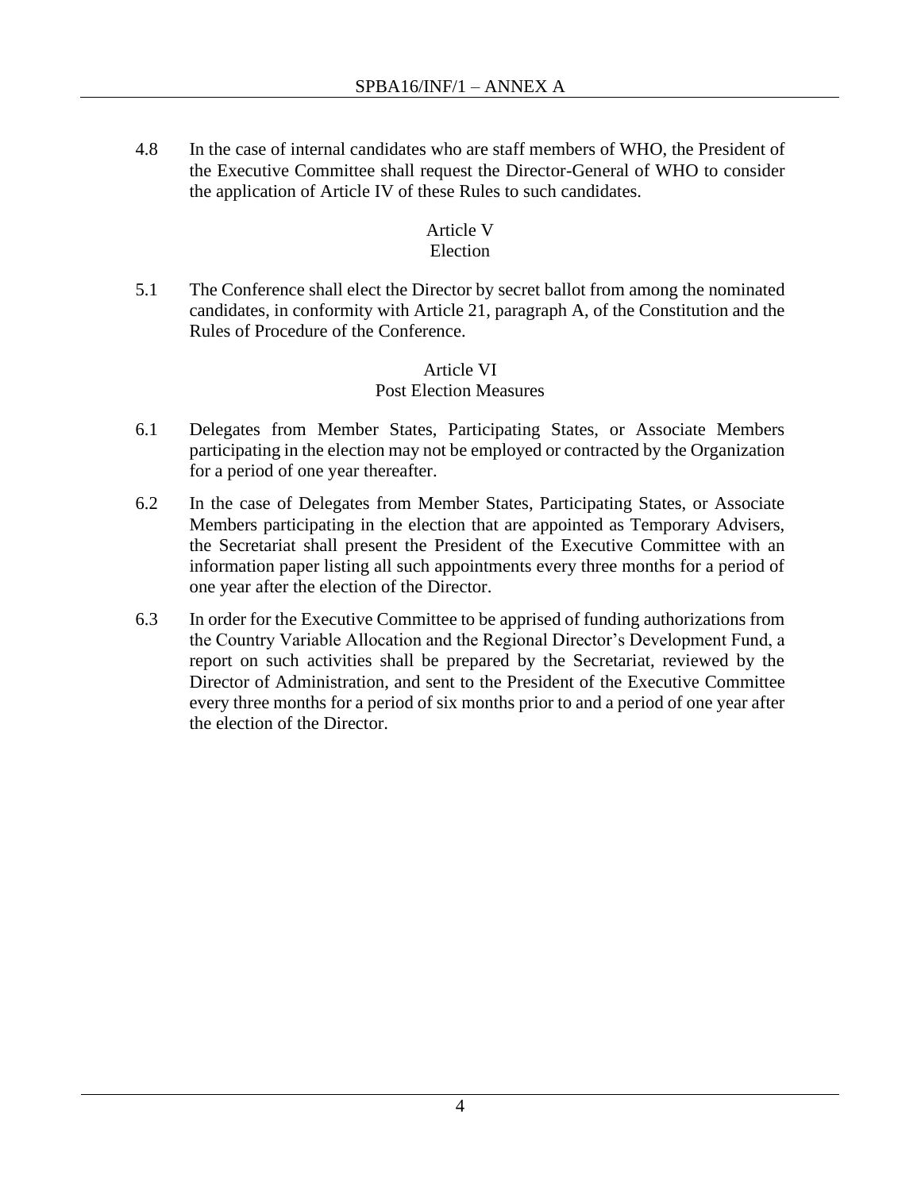4.8 In the case of internal candidates who are staff members of WHO, the President of the Executive Committee shall request the Director-General of WHO to consider the application of Article IV of these Rules to such candidates.

### Article V
### Election

5.1 The Conference shall elect the Director by secret ballot from among the nominated candidates, in conformity with Article 21, paragraph A, of the Constitution and the Rules of Procedure of the Conference.

### Article VI
### Post Election Measures

6.1 Delegates from Member States, Participating States, or Associate Members participating in the election may not be employed or contracted by the Organization for a period of one year thereafter.

6.2 In the case of Delegates from Member States, Participating States, or Associate Members participating in the election that are appointed as Temporary Advisers, the Secretariat shall present the President of the Executive Committee with an information paper listing all such appointments every three months for a period of one year after the election of the Director.

6.3 In order for the Executive Committee to be apprised of funding authorizations from the Country Variable Allocation and the Regional Director's Development Fund, a report on such activities shall be prepared by the Secretariat, reviewed by the Director of Administration, and sent to the President of the Executive Committee every three months for a period of six months prior to and a period of one year after the election of the Director.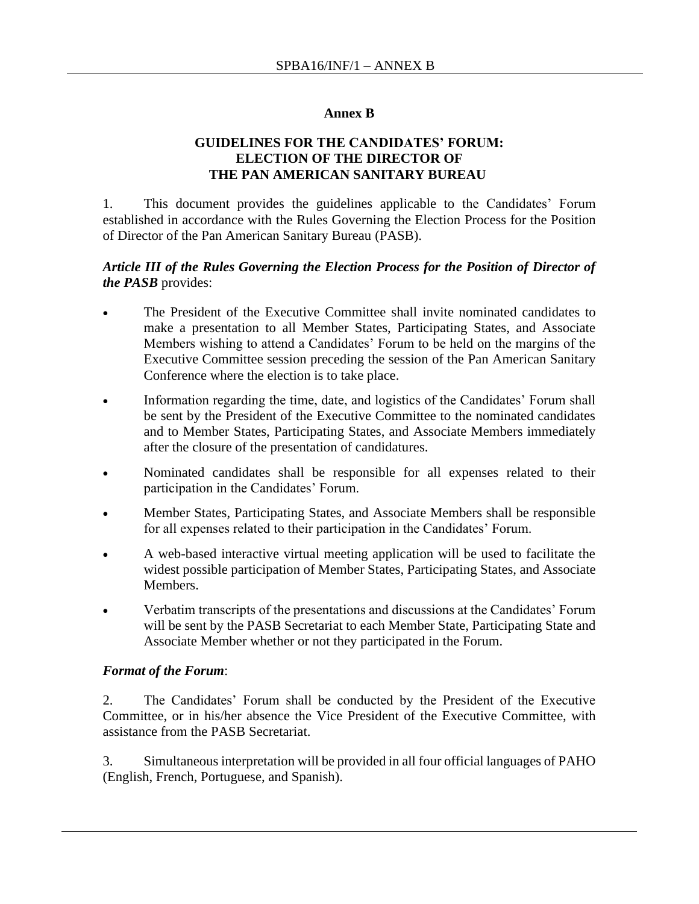## Annex B

### GUIDELINES FOR THE CANDIDATES' FORUM: ELECTION OF THE DIRECTOR OF THE PAN AMERICAN SANITARY BUREAU

1. This document provides the guidelines applicable to the Candidates' Forum established in accordance with the Rules Governing the Election Process for the Position of Director of the Pan American Sanitary Bureau (PASB).

***Article III of the Rules Governing the Election Process for the Position of Director of the PASB*** provides:

- The President of the Executive Committee shall invite nominated candidates to make a presentation to all Member States, Participating States, and Associate Members wishing to attend a Candidates' Forum to be held on the margins of the Executive Committee session preceding the session of the Pan American Sanitary Conference where the election is to take place.
- Information regarding the time, date, and logistics of the Candidates' Forum shall be sent by the President of the Executive Committee to the nominated candidates and to Member States, Participating States, and Associate Members immediately after the closure of the presentation of candidatures.
- Nominated candidates shall be responsible for all expenses related to their participation in the Candidates' Forum.
- Member States, Participating States, and Associate Members shall be responsible for all expenses related to their participation in the Candidates' Forum.
- A web-based interactive virtual meeting application will be used to facilitate the widest possible participation of Member States, Participating States, and Associate Members.
- Verbatim transcripts of the presentations and discussions at the Candidates' Forum will be sent by the PASB Secretariat to each Member State, Participating State and Associate Member whether or not they participated in the Forum.

***Format of the Forum***:

2. The Candidates' Forum shall be conducted by the President of the Executive Committee, or in his/her absence the Vice President of the Executive Committee, with assistance from the PASB Secretariat.

3. Simultaneous interpretation will be provided in all four official languages of PAHO (English, French, Portuguese, and Spanish).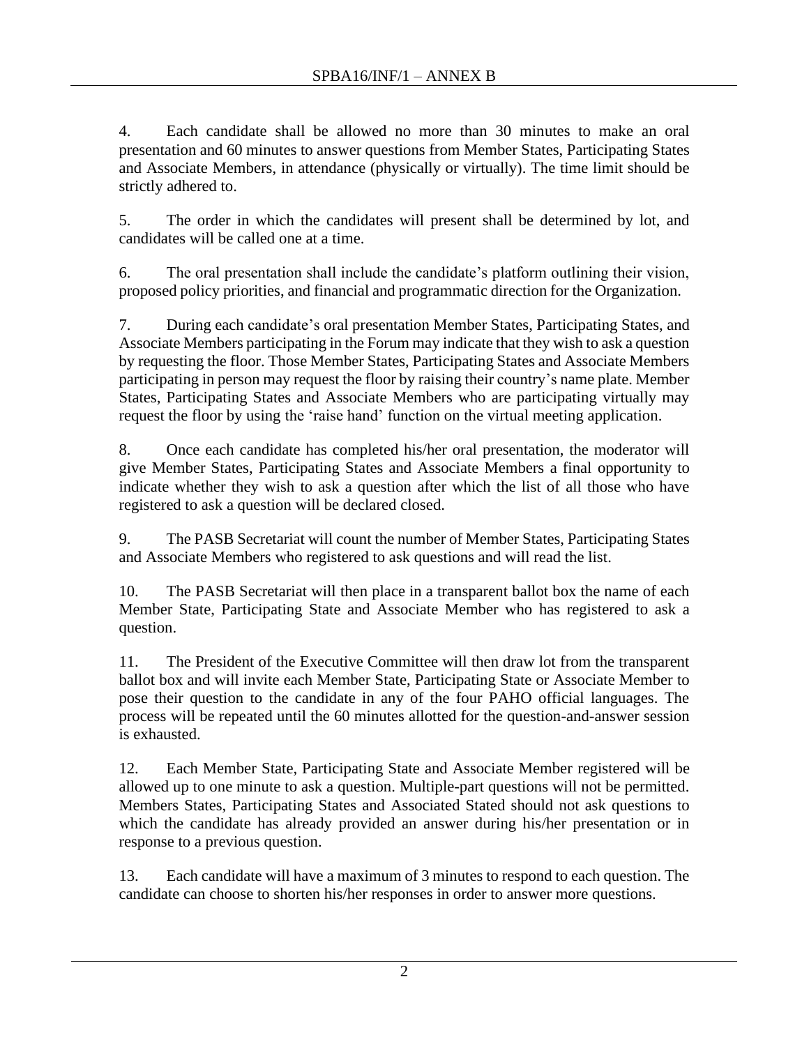4. Each candidate shall be allowed no more than 30 minutes to make an oral presentation and 60 minutes to answer questions from Member States, Participating States and Associate Members, in attendance (physically or virtually). The time limit should be strictly adhered to.

5. The order in which the candidates will present shall be determined by lot, and candidates will be called one at a time.

6. The oral presentation shall include the candidate's platform outlining their vision, proposed policy priorities, and financial and programmatic direction for the Organization.

7. During each candidate's oral presentation Member States, Participating States, and Associate Members participating in the Forum may indicate that they wish to ask a question by requesting the floor. Those Member States, Participating States and Associate Members participating in person may request the floor by raising their country's name plate. Member States, Participating States and Associate Members who are participating virtually may request the floor by using the 'raise hand' function on the virtual meeting application.

8. Once each candidate has completed his/her oral presentation, the moderator will give Member States, Participating States and Associate Members a final opportunity to indicate whether they wish to ask a question after which the list of all those who have registered to ask a question will be declared closed.

9. The PASB Secretariat will count the number of Member States, Participating States and Associate Members who registered to ask questions and will read the list.

10. The PASB Secretariat will then place in a transparent ballot box the name of each Member State, Participating State and Associate Member who has registered to ask a question.

11. The President of the Executive Committee will then draw lot from the transparent ballot box and will invite each Member State, Participating State or Associate Member to pose their question to the candidate in any of the four PAHO official languages. The process will be repeated until the 60 minutes allotted for the question-and-answer session is exhausted.

12. Each Member State, Participating State and Associate Member registered will be allowed up to one minute to ask a question. Multiple-part questions will not be permitted. Members States, Participating States and Associated Stated should not ask questions to which the candidate has already provided an answer during his/her presentation or in response to a previous question.

13. Each candidate will have a maximum of 3 minutes to respond to each question. The candidate can choose to shorten his/her responses in order to answer more questions.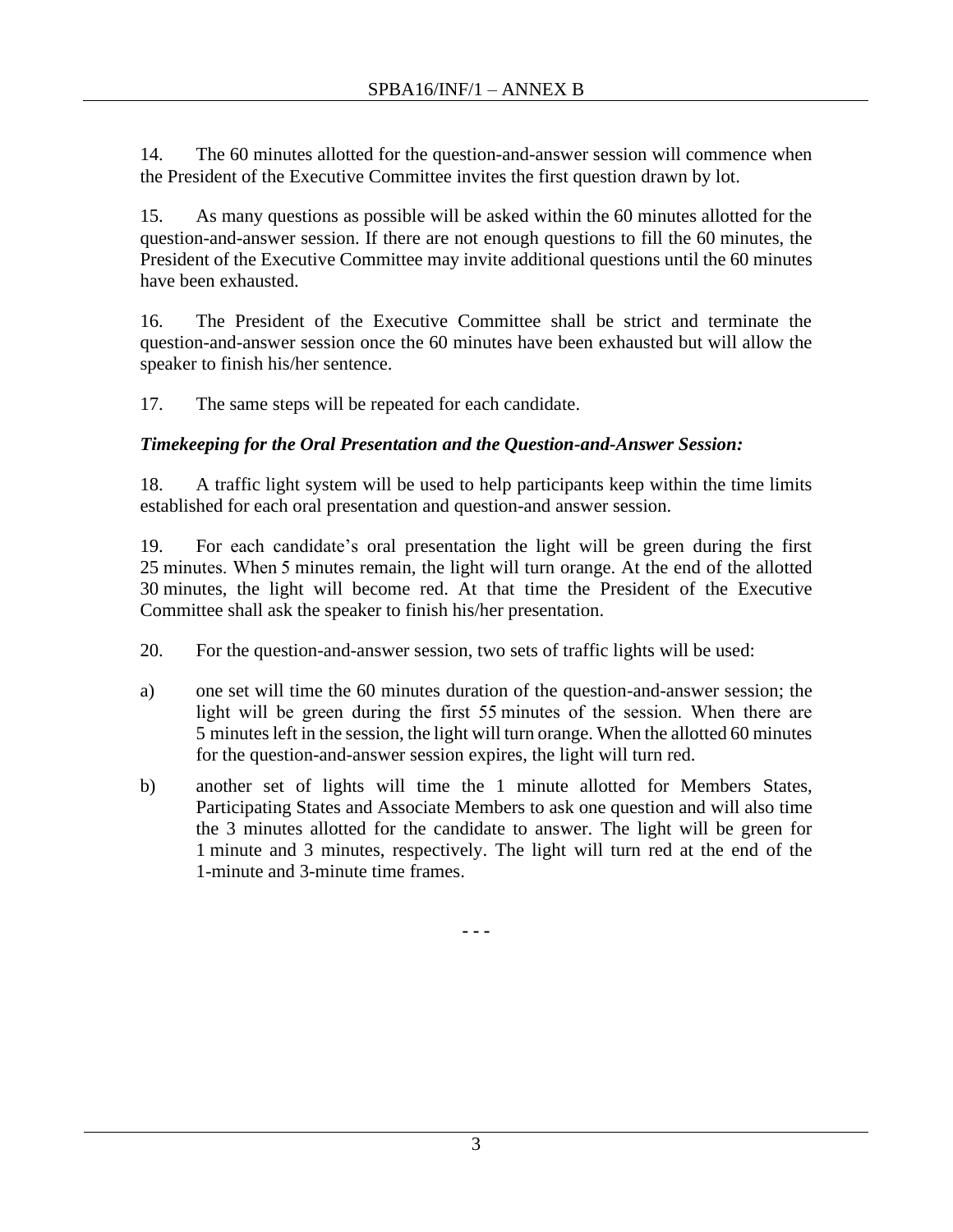14. The 60 minutes allotted for the question-and-answer session will commence when the President of the Executive Committee invites the first question drawn by lot.

15. As many questions as possible will be asked within the 60 minutes allotted for the question-and-answer session. If there are not enough questions to fill the 60 minutes, the President of the Executive Committee may invite additional questions until the 60 minutes have been exhausted.

16. The President of the Executive Committee shall be strict and terminate the question-and-answer session once the 60 minutes have been exhausted but will allow the speaker to finish his/her sentence.

17. The same steps will be repeated for each candidate.

***Timekeeping for the Oral Presentation and the Question-and-Answer Session:***

18. A traffic light system will be used to help participants keep within the time limits established for each oral presentation and question-and answer session.

19. For each candidate's oral presentation the light will be green during the first 25 minutes. When 5 minutes remain, the light will turn orange. At the end of the allotted 30 minutes, the light will become red. At that time the President of the Executive Committee shall ask the speaker to finish his/her presentation.

20. For the question-and-answer session, two sets of traffic lights will be used:

a) one set will time the 60 minutes duration of the question-and-answer session; the light will be green during the first 55 minutes of the session. When there are 5 minutes left in the session, the light will turn orange. When the allotted 60 minutes for the question-and-answer session expires, the light will turn red.

b) another set of lights will time the 1 minute allotted for Members States, Participating States and Associate Members to ask one question and will also time the 3 minutes allotted for the candidate to answer. The light will be green for 1 minute and 3 minutes, respectively. The light will turn red at the end of the 1-minute and 3-minute time frames.

- - -